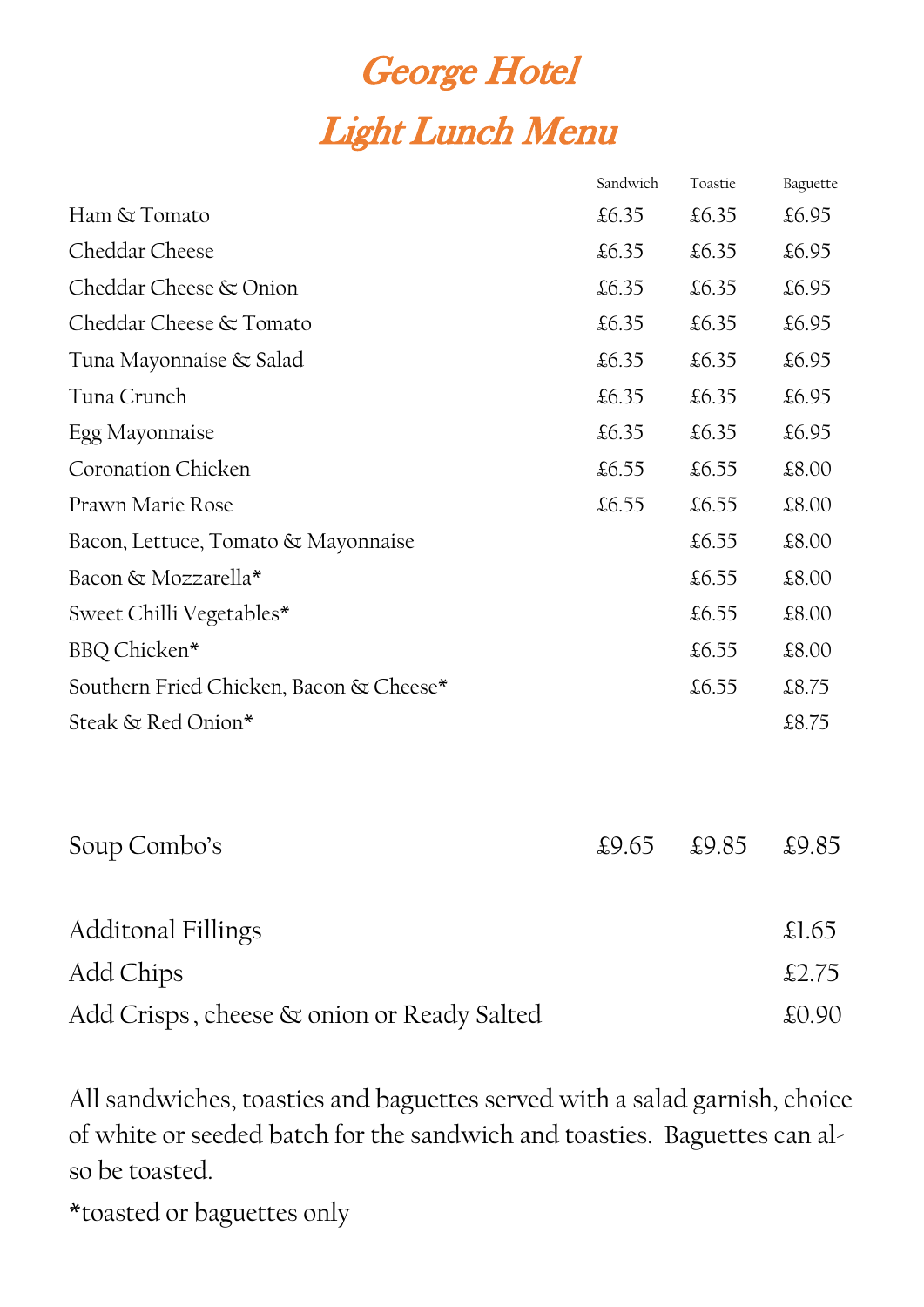# George Hotel
# Light Lunch Menu

| | Sandwich | Toastie | Baguette |
|---|---|---|---|
| Ham & Tomato | £6.35 | £6.35 | £6.95 |
| Cheddar Cheese | £6.35 | £6.35 | £6.95 |
| Cheddar Cheese & Onion | £6.35 | £6.35 | £6.95 |
| Cheddar Cheese & Tomato | £6.35 | £6.35 | £6.95 |
| Tuna Mayonnaise & Salad | £6.35 | £6.35 | £6.95 |
| Tuna Crunch | £6.35 | £6.35 | £6.95 |
| Egg Mayonnaise | £6.35 | £6.35 | £6.95 |
| Coronation Chicken | £6.55 | £6.55 | £8.00 |
| Prawn Marie Rose | £6.55 | £6.55 | £8.00 |
| Bacon, Lettuce, Tomato & Mayonnaise | | £6.55 | £8.00 |
| Bacon & Mozzarella* | | £6.55 | £8.00 |
| Sweet Chilli Vegetables* | | £6.55 | £8.00 |
| BBQ Chicken* | | £6.55 | £8.00 |
| Southern Fried Chicken, Bacon & Cheese* | | £6.55 | £8.75 |
| Steak & Red Onion* | | | £8.75 |

| | | | |
|---|---|---|---|
| Soup Combo's | £9.65 | £9.85 | £9.85 |

| | |
|---|---|
| Additonal Fillings | £1.65 |
| Add Chips | £2.75 |
| Add Crisps , cheese & onion or Ready Salted | £0.90 |

All sandwiches, toasties and baguettes served with a salad garnish, choice of white or seeded batch for the sandwich and toasties. Baguettes can also be toasted.

*toasted or baguettes only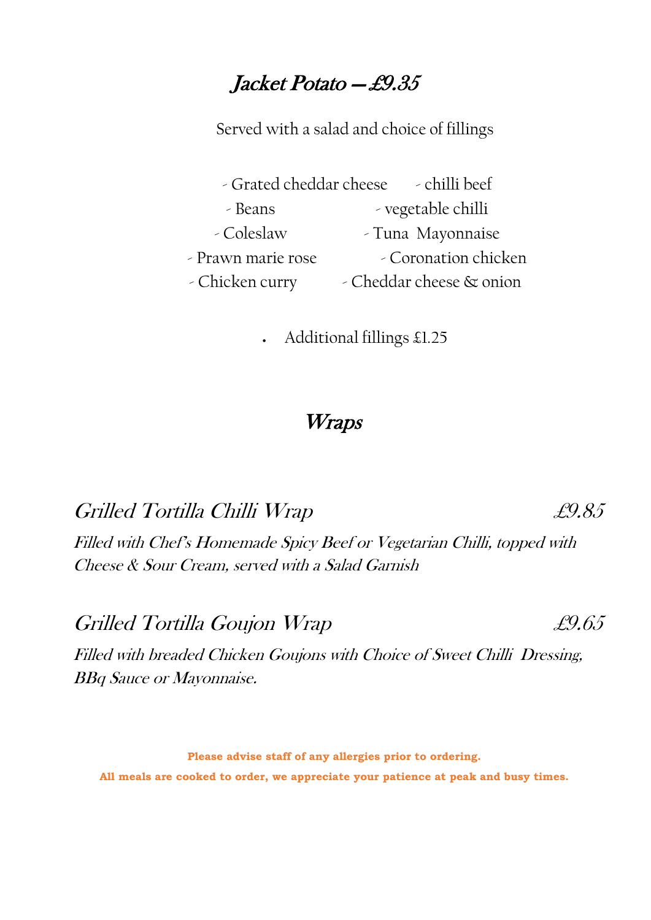## *Jacket Potato — £9.35*

Served with a salad and choice of fillings

- Grated cheddar cheese
- chilli beef
- Beans
- vegetable chilli
- Coleslaw
- Tuna Mayonnaise
- Prawn marie rose
- Coronation chicken
- Chicken curry
- Cheddar cheese & onion

- Additional fillings £1.25

## *Wraps*

### *Grilled Tortilla Chilli Wrap* — *£9.85*

*Filled with Chef's Homemade Spicy Beef or Vegetarian Chilli, topped with Cheese & Sour Cream, served with a Salad Garnish*

### *Grilled Tortilla Goujon Wrap* — *£9.65*

*Filled with breaded Chicken Goujons with Choice of Sweet Chilli Dressing, BBq Sauce or Mayonnaise.*

**Please advise staff of any allergies prior to ordering.**

**All meals are cooked to order, we appreciate your patience at peak and busy times.**